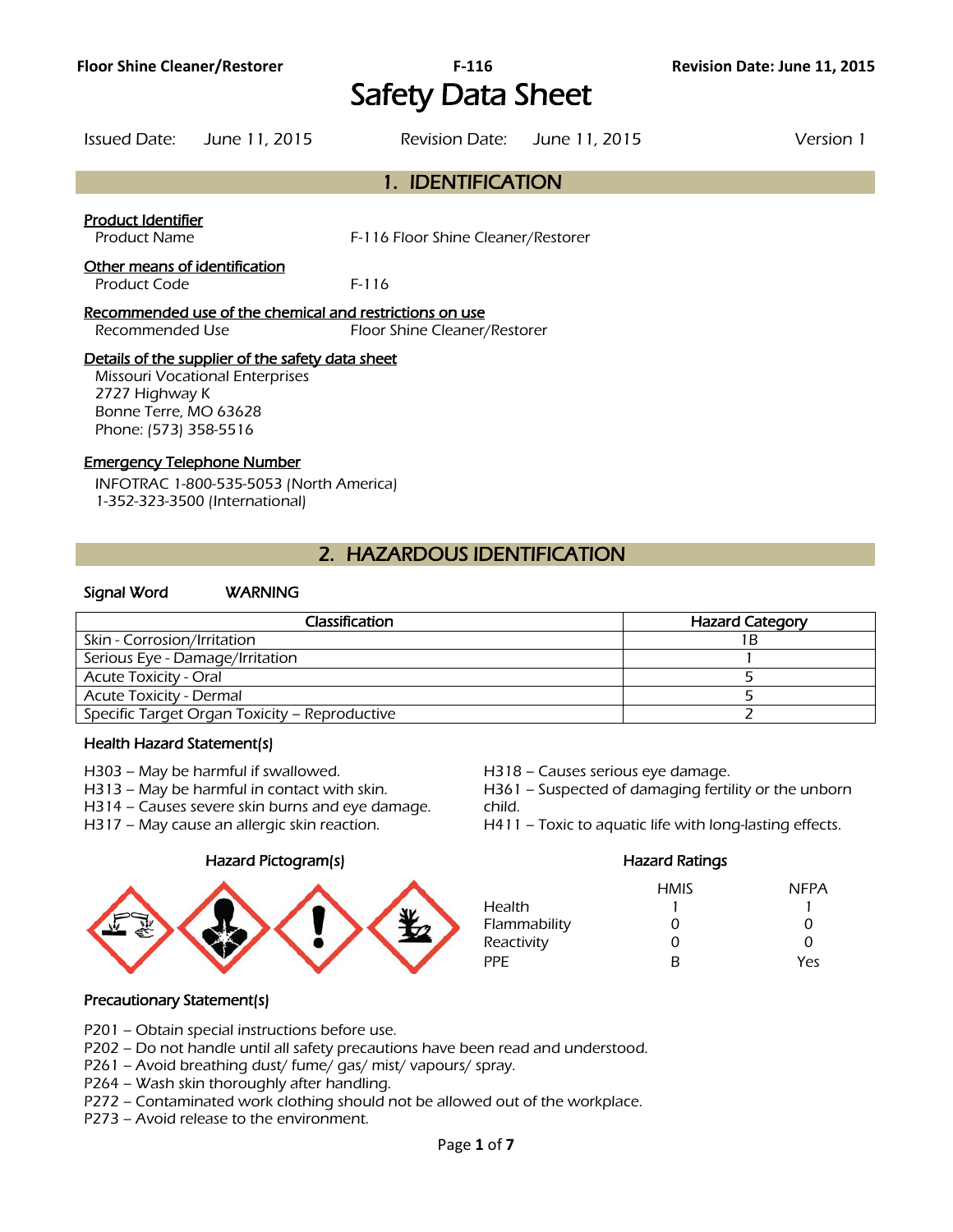# Safety Data Sheet

Issued Date: June 11, 2015 | Revision Date: June 11, 2015 | Version 1

## 1. IDENTIFICATION

**Product Identifier**

Product Name: F-116 Floor Shine Cleaner/Restorer

**Other means of identification**

Product Code: F-116

**Recommended use of the chemical and restrictions on use**

Recommended Use: Floor Shine Cleaner/Restorer

**Details of the supplier of the safety data sheet**

Missouri Vocational Enterprises
2727 Highway K
Bonne Terre, MO 63628
Phone: (573) 358-5516

**Emergency Telephone Number**

INFOTRAC 1-800-535-5053 (North America)
1-352-323-3500 (International)

## 2. HAZARDOUS IDENTIFICATION

**Signal Word** WARNING

| Classification | Hazard Category |
|---|---|
| Skin - Corrosion/Irritation | 1B |
| Serious Eye - Damage/Irritation | 1 |
| Acute Toxicity - Oral | 5 |
| Acute Toxicity - Dermal | 5 |
| Specific Target Organ Toxicity – Reproductive | 2 |

### Health Hazard Statement(s)

H303 – May be harmful if swallowed.
H313 – May be harmful in contact with skin.
H314 – Causes severe skin burns and eye damage.
H317 – May cause an allergic skin reaction.
H318 – Causes serious eye damage.
H361 – Suspected of damaging fertility or the unborn child.
H411 – Toxic to aquatic life with long-lasting effects.

### Hazard Pictogram(s)

### Hazard Ratings

| | HMIS | NFPA |
|---|---|---|
| Health | 1 | 1 |
| Flammability | 0 | 0 |
| Reactivity | 0 | 0 |
| PPE | B | Yes |

### Precautionary Statement(s)

P201 – Obtain special instructions before use.
P202 – Do not handle until all safety precautions have been read and understood.
P261 – Avoid breathing dust/ fume/ gas/ mist/ vapours/ spray.
P264 – Wash skin thoroughly after handling.
P272 – Contaminated work clothing should not be allowed out of the workplace.
P273 – Avoid release to the environment.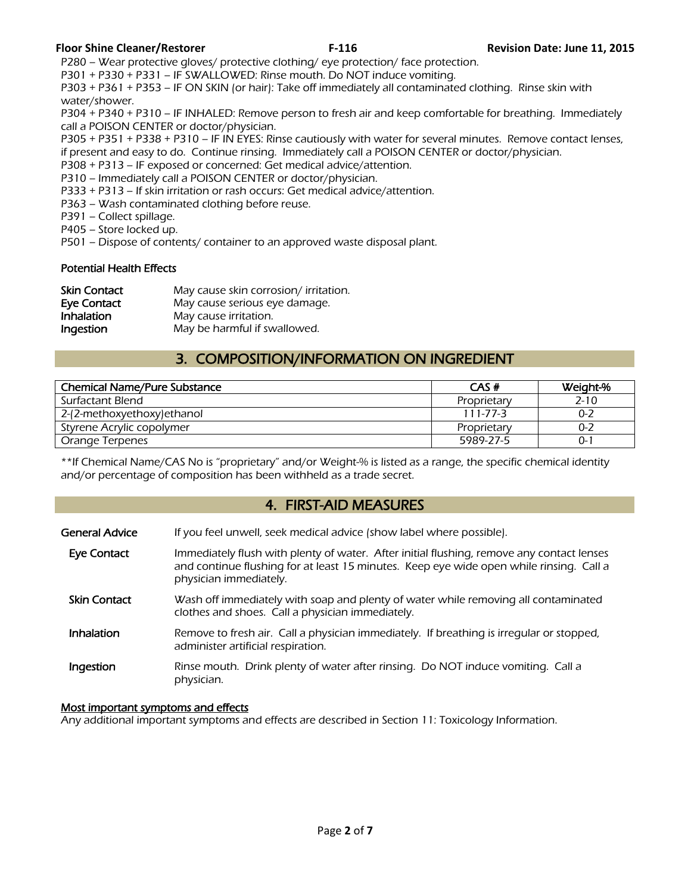P280 – Wear protective gloves/ protective clothing/ eye protection/ face protection.
P301 + P330 + P331 – IF SWALLOWED: Rinse mouth. Do NOT induce vomiting.
P303 + P361 + P353 – IF ON SKIN (or hair): Take off immediately all contaminated clothing. Rinse skin with water/shower.
P304 + P340 + P310 – IF INHALED: Remove person to fresh air and keep comfortable for breathing. Immediately call a POISON CENTER or doctor/physician.
P305 + P351 + P338 + P310 – IF IN EYES: Rinse cautiously with water for several minutes. Remove contact lenses, if present and easy to do. Continue rinsing. Immediately call a POISON CENTER or doctor/physician.
P308 + P313 – IF exposed or concerned: Get medical advice/attention.
P310 – Immediately call a POISON CENTER or doctor/physician.
P333 + P313 – If skin irritation or rash occurs: Get medical advice/attention.
P363 – Wash contaminated clothing before reuse.
P391 – Collect spillage.
P405 – Store locked up.
P501 – Dispose of contents/ container to an approved waste disposal plant.

**Potential Health Effects**

| | |
|---|---|
| **Skin Contact** | May cause skin corrosion/ irritation. |
| **Eye Contact** | May cause serious eye damage. |
| **Inhalation** | May cause irritation. |
| **Ingestion** | May be harmful if swallowed. |

## 3. COMPOSITION/INFORMATION ON INGREDIENT

| Chemical Name/Pure Substance | CAS # | Weight-% |
|---|---|---|
| Surfactant Blend | Proprietary | 2-10 |
| 2-(2-methoxyethoxy)ethanol | 111-77-3 | 0-2 |
| Styrene Acrylic copolymer | Proprietary | 0-2 |
| Orange Terpenes | 5989-27-5 | 0-1 |

**If Chemical Name/CAS No is "proprietary" and/or Weight-% is listed as a range, the specific chemical identity and/or percentage of composition has been withheld as a trade secret.

## 4. FIRST-AID MEASURES

| | |
|---|---|
| **General Advice** | If you feel unwell, seek medical advice (show label where possible). |
| **Eye Contact** | Immediately flush with plenty of water. After initial flushing, remove any contact lenses and continue flushing for at least 15 minutes. Keep eye wide open while rinsing. Call a physician immediately. |
| **Skin Contact** | Wash off immediately with soap and plenty of water while removing all contaminated clothes and shoes. Call a physician immediately. |
| **Inhalation** | Remove to fresh air. Call a physician immediately. If breathing is irregular or stopped, administer artificial respiration. |
| **Ingestion** | Rinse mouth. Drink plenty of water after rinsing. Do NOT induce vomiting. Call a physician. |

**Most important symptoms and effects**
Any additional important symptoms and effects are described in Section 11: Toxicology Information.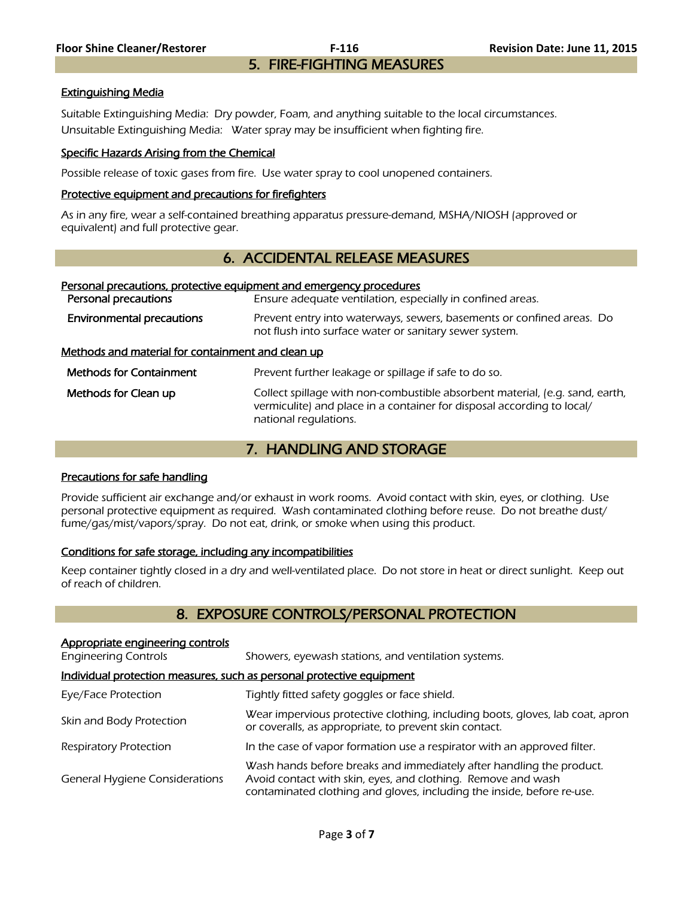## 5. FIRE-FIGHTING MEASURES

### Extinguishing Media

Suitable Extinguishing Media: Dry powder, Foam, and anything suitable to the local circumstances.
Unsuitable Extinguishing Media: Water spray may be insufficient when fighting fire.

### Specific Hazards Arising from the Chemical

Possible release of toxic gases from fire. Use water spray to cool unopened containers.

### Protective equipment and precautions for firefighters

As in any fire, wear a self-contained breathing apparatus pressure-demand, MSHA/NIOSH (approved or equivalent) and full protective gear.

## 6. ACCIDENTAL RELEASE MEASURES

### Personal precautions, protective equipment and emergency procedures

| | |
|---|---|
| **Personal precautions** | Ensure adequate ventilation, especially in confined areas. |
| **Environmental precautions** | Prevent entry into waterways, sewers, basements or confined areas. Do not flush into surface water or sanitary sewer system. |

### Methods and material for containment and clean up

| | |
|---|---|
| **Methods for Containment** | Prevent further leakage or spillage if safe to do so. |
| **Methods for Clean up** | Collect spillage with non-combustible absorbent material, (e.g. sand, earth, vermiculite) and place in a container for disposal according to local/ national regulations. |

## 7. HANDLING AND STORAGE

### Precautions for safe handling

Provide sufficient air exchange and/or exhaust in work rooms. Avoid contact with skin, eyes, or clothing. Use personal protective equipment as required. Wash contaminated clothing before reuse. Do not breathe dust/ fume/gas/mist/vapors/spray. Do not eat, drink, or smoke when using this product.

### Conditions for safe storage, including any incompatibilities

Keep container tightly closed in a dry and well-ventilated place. Do not store in heat or direct sunlight. Keep out of reach of children.

## 8. EXPOSURE CONTROLS/PERSONAL PROTECTION

### Appropriate engineering controls

| | |
|---|---|
| Engineering Controls | Showers, eyewash stations, and ventilation systems. |

### Individual protection measures, such as personal protective equipment

| | |
|---|---|
| Eye/Face Protection | Tightly fitted safety goggles or face shield. |
| Skin and Body Protection | Wear impervious protective clothing, including boots, gloves, lab coat, apron or coveralls, as appropriate, to prevent skin contact. |
| Respiratory Protection | In the case of vapor formation use a respirator with an approved filter. |
| General Hygiene Considerations | Wash hands before breaks and immediately after handling the product. Avoid contact with skin, eyes, and clothing. Remove and wash contaminated clothing and gloves, including the inside, before re-use. |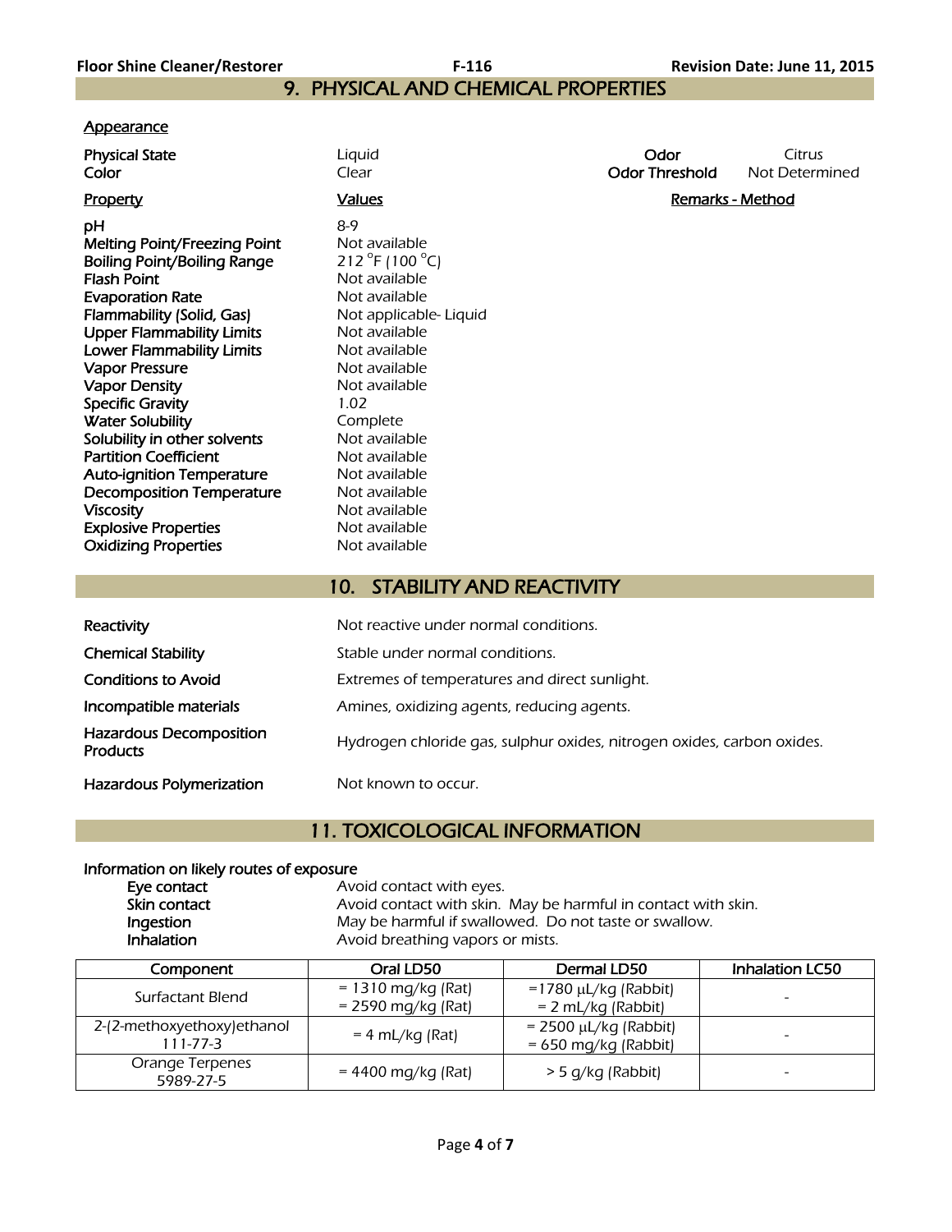## 9. PHYSICAL AND CHEMICAL PROPERTIES

**Appearance**

| | | | |
|---|---|---|---|
| **Physical State** | Liquid | **Odor** | Citrus |
| **Color** | Clear | **Odor Threshold** | Not Determined |

| **Property** | **Values** | **Remarks - Method** |
|---|---|---|
| **pH** | 8-9 | |
| **Melting Point/Freezing Point** | Not available | |
| **Boiling Point/Boiling Range** | 212 °F (100 °C) | |
| **Flash Point** | Not available | |
| **Evaporation Rate** | Not available | |
| **Flammability (Solid, Gas)** | Not applicable- Liquid | |
| **Upper Flammability Limits** | Not available | |
| **Lower Flammability Limits** | Not available | |
| **Vapor Pressure** | Not available | |
| **Vapor Density** | Not available | |
| **Specific Gravity** | 1.02 | |
| **Water Solubility** | Complete | |
| **Solubility in other solvents** | Not available | |
| **Partition Coefficient** | Not available | |
| **Auto-ignition Temperature** | Not available | |
| **Decomposition Temperature** | Not available | |
| **Viscosity** | Not available | |
| **Explosive Properties** | Not available | |
| **Oxidizing Properties** | Not available | |

## 10. STABILITY AND REACTIVITY

| | |
|---|---|
| **Reactivity** | Not reactive under normal conditions. |
| **Chemical Stability** | Stable under normal conditions. |
| **Conditions to Avoid** | Extremes of temperatures and direct sunlight. |
| **Incompatible materials** | Amines, oxidizing agents, reducing agents. |
| **Hazardous Decomposition Products** | Hydrogen chloride gas, sulphur oxides, nitrogen oxides, carbon oxides. |
| **Hazardous Polymerization** | Not known to occur. |

## 11. TOXICOLOGICAL INFORMATION

**Information on likely routes of exposure**

| | |
|---|---|
| **Eye contact** | Avoid contact with eyes. |
| **Skin contact** | Avoid contact with skin. May be harmful in contact with skin. |
| **Ingestion** | May be harmful if swallowed. Do not taste or swallow. |
| **Inhalation** | Avoid breathing vapors or mists. |

| Component | Oral LD50 | Dermal LD50 | Inhalation LC50 |
|---|---|---|---|
| Surfactant Blend | = 1310 mg/kg (Rat)<br>= 2590 mg/kg (Rat) | =1780 µL/kg (Rabbit)<br>= 2 mL/kg (Rabbit) | - |
| 2-(2-methoxyethoxy)ethanol<br>111-77-3 | = 4 mL/kg (Rat) | = 2500 µL/kg (Rabbit)<br>= 650 mg/kg (Rabbit) | - |
| Orange Terpenes<br>5989-27-5 | = 4400 mg/kg (Rat) | > 5 g/kg (Rabbit) | - |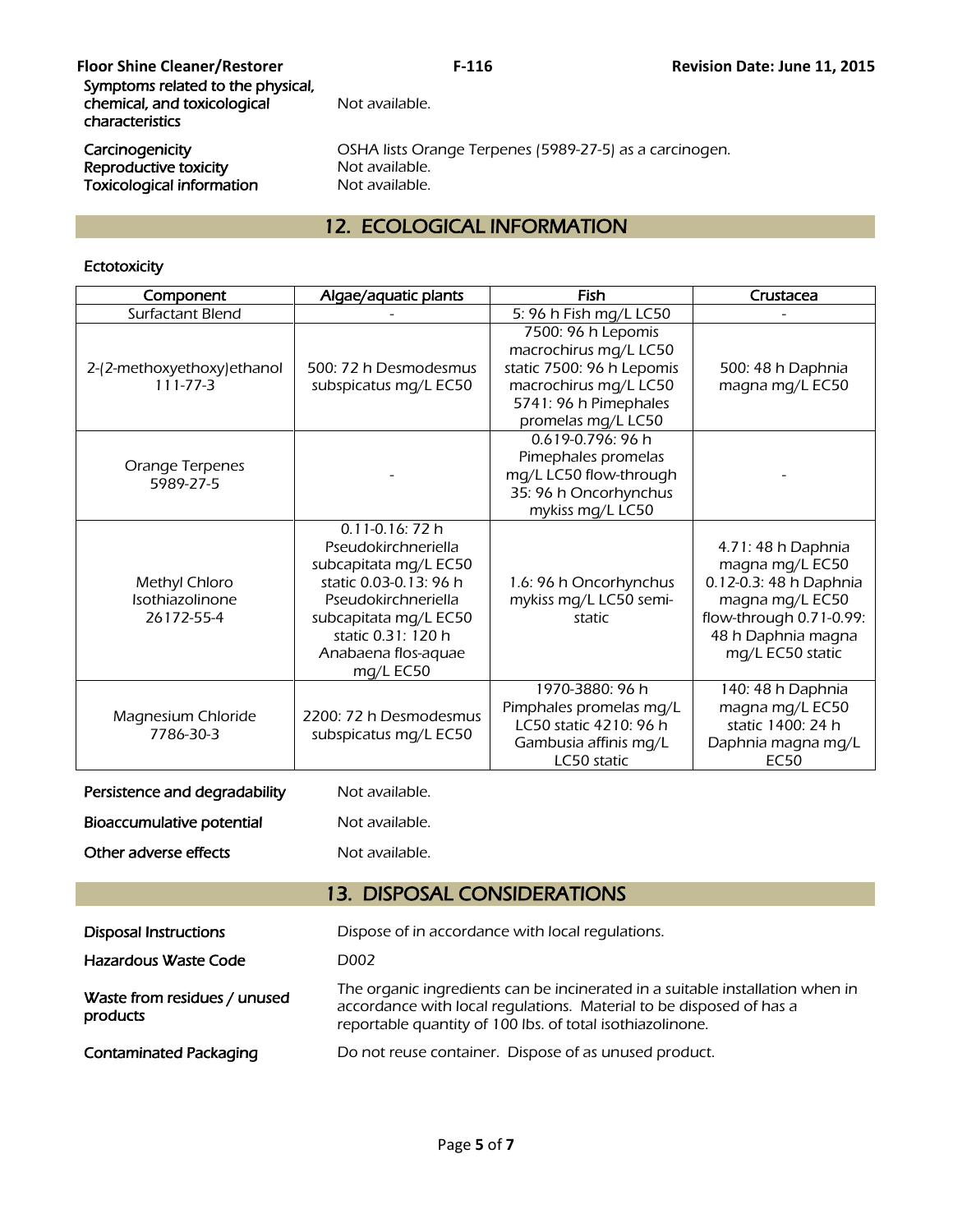| | |
|---|---|
| Symptoms related to the physical, chemical, and toxicological characteristics | Not available. |
| Carcinogenicity | OSHA lists Orange Terpenes (5989-27-5) as a carcinogen. |
| Reproductive toxicity | Not available. |
| Toxicological information | Not available. |

## 12. ECOLOGICAL INFORMATION

**Ectotoxicity**

| Component | Algae/aquatic plants | Fish | Crustacea |
|---|---|---|---|
| Surfactant Blend | - | 5: 96 h Fish mg/L LC50 | - |
| 2-(2-methoxyethoxy)ethanol 111-77-3 | 500: 72 h Desmodesmus subspicatus mg/L EC50 | 7500: 96 h Lepomis macrochirus mg/L LC50 static 7500: 96 h Lepomis macrochirus mg/L LC50 5741: 96 h Pimephales promelas mg/L LC50 | 500: 48 h Daphnia magna mg/L EC50 |
| Orange Terpenes 5989-27-5 | - | 0.619-0.796: 96 h Pimephales promelas mg/L LC50 flow-through 35: 96 h Oncorhynchus mykiss mg/L LC50 | - |
| Methyl Chloro Isothiazolinone 26172-55-4 | 0.11-0.16: 72 h Pseudokirchneriella subcapitata mg/L EC50 static 0.03-0.13: 96 h Pseudokirchneriella subcapitata mg/L EC50 static 0.31: 120 h Anabaena flos-aquae mg/L EC50 | 1.6: 96 h Oncorhynchus mykiss mg/L LC50 semi-static | 4.71: 48 h Daphnia magna mg/L EC50 0.12-0.3: 48 h Daphnia magna mg/L EC50 flow-through 0.71-0.99: 48 h Daphnia magna mg/L EC50 static |
| Magnesium Chloride 7786-30-3 | 2200: 72 h Desmodesmus subspicatus mg/L EC50 | 1970-3880: 96 h Pimphales promelas mg/L LC50 static 4210: 96 h Gambusia affinis mg/L LC50 static | 140: 48 h Daphnia magna mg/L EC50 static 1400: 24 h Daphnia magna mg/L EC50 |

| | |
|---|---|
| **Persistence and degradability** | Not available. |
| **Bioaccumulative potential** | Not available. |
| **Other adverse effects** | Not available. |

## 13. DISPOSAL CONSIDERATIONS

| | |
|---|---|
| **Disposal Instructions** | Dispose of in accordance with local regulations. |
| **Hazardous Waste Code** | D002 |
| **Waste from residues / unused products** | The organic ingredients can be incinerated in a suitable installation when in accordance with local regulations. Material to be disposed of has a reportable quantity of 100 lbs. of total isothiazolinone. |
| **Contaminated Packaging** | Do not reuse container. Dispose of as unused product. |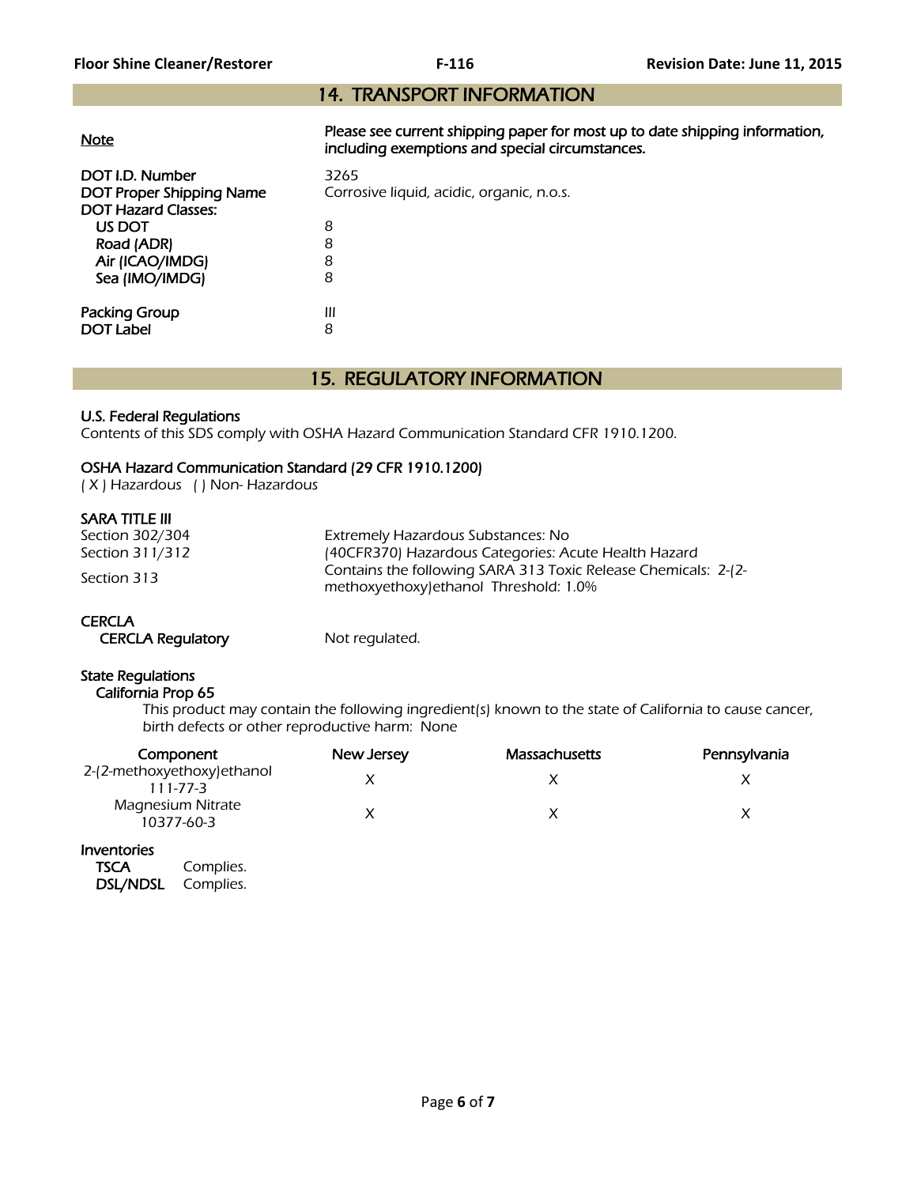## 14. TRANSPORT INFORMATION

| | |
|---|---|
| Note | **Please see current shipping paper for most up to date shipping information, including exemptions and special circumstances.** |
| DOT I.D. Number | 3265 |
| DOT Proper Shipping Name | Corrosive liquid, acidic, organic, n.o.s. |
| DOT Hazard Classes: | |
| US DOT | 8 |
| Road (ADR) | 8 |
| Air (ICAO/IMDG) | 8 |
| Sea (IMO/IMDG) | 8 |
| Packing Group | III |
| DOT Label | 8 |

## 15. REGULATORY INFORMATION

### U.S. Federal Regulations

Contents of this SDS comply with OSHA Hazard Communication Standard CFR 1910.1200.

### OSHA Hazard Communication Standard (29 CFR 1910.1200)

( X ) Hazardous ( ) Non- Hazardous

### SARA TITLE III

| | |
|---|---|
| Section 302/304 | Extremely Hazardous Substances: No |
| Section 311/312 | (40CFR370) Hazardous Categories: Acute Health Hazard |
| Section 313 | Contains the following SARA 313 Toxic Release Chemicals: 2-(2-methoxyethoxy)ethanol Threshold: 1.0% |

### CERCLA

CERCLA Regulatory: Not regulated.

### State Regulations

**California Prop 65**

This product may contain the following ingredient(s) known to the state of California to cause cancer, birth defects or other reproductive harm: None

| Component | New Jersey | Massachusetts | Pennsylvania |
|---|---|---|---|
| 2-(2-methoxyethoxy)ethanol 111-77-3 | X | X | X |
| Magnesium Nitrate 10377-60-3 | X | X | X |

### Inventories

**TSCA** Complies.
**DSL/NDSL** Complies.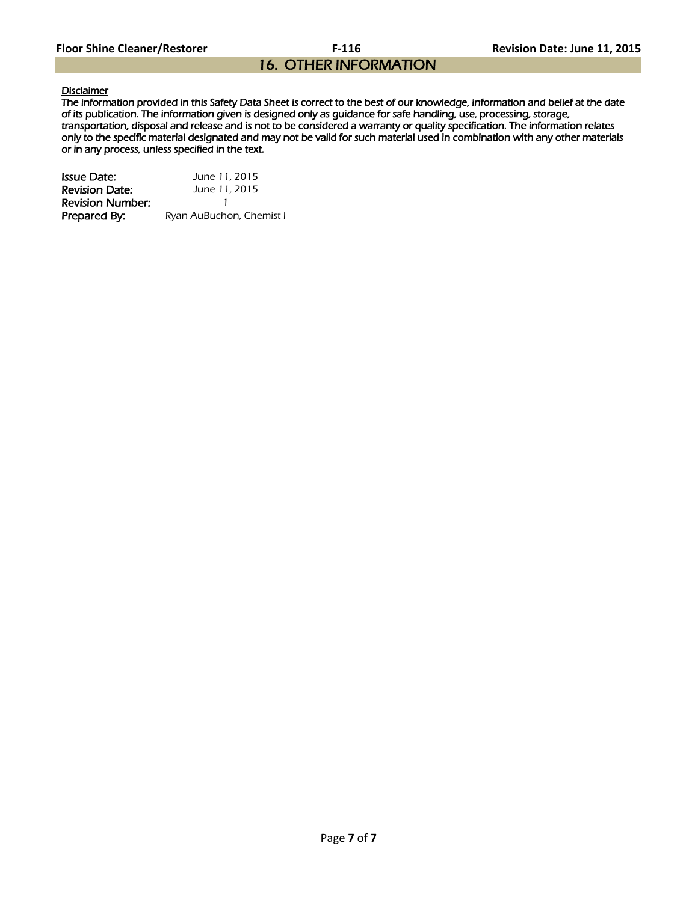## 16. OTHER INFORMATION

Disclaimer

The information provided in this Safety Data Sheet is correct to the best of our knowledge, information and belief at the date of its publication. The information given is designed only as guidance for safe handling, use, processing, storage, transportation, disposal and release and is not to be considered a warranty or quality specification. The information relates only to the specific material designated and may not be valid for such material used in combination with any other materials or in any process, unless specified in the text.

| | |
|---|---|
| **Issue Date:** | June 11, 2015 |
| **Revision Date:** | June 11, 2015 |
| **Revision Number:** | 1 |
| **Prepared By:** | Ryan AuBuchon, Chemist I |